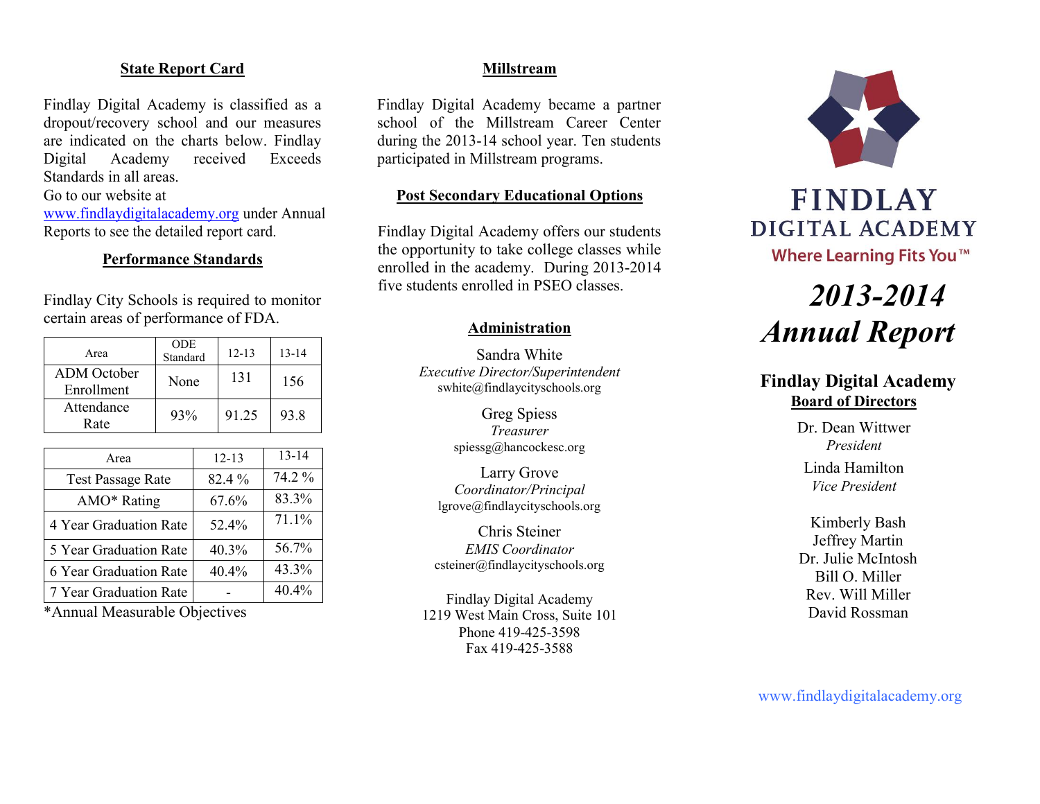## State Report Card

Findlay Digital Academy is classified as a dropout/recovery school and our measures are indicated on the charts below. Findlay Digital Academy received Exceeds Standards in all areas.

Go to our website at www.findlaydigitalacademy.org under Annual Reports to see the detailed report card.

## Performance Standards

Findlay City Schools is required to monitor certain areas of performance of FDA.

| Area | ODE Standard | 12-13 | 13-14 |
|---|---|---|---|
| ADM October Enrollment | None | 131 | 156 |
| Attendance Rate | 93% | 91.25 | 93.8 |

| Area | 12-13 | 13-14 |
|---|---|---|
| Test Passage Rate | 82.4 % | 74.2 % |
| AMO* Rating | 67.6% | 83.3% |
| 4 Year Graduation Rate | 52.4% | 71.1% |
| 5 Year Graduation Rate | 40.3% | 56.7% |
| 6 Year Graduation Rate | 40.4% | 43.3% |
| 7 Year Graduation Rate | - | 40.4% |

*Annual Measurable Objectives

## Millstream

Findlay Digital Academy became a partner school of the Millstream Career Center during the 2013-14 school year. Ten students participated in Millstream programs.

## Post Secondary Educational Options

Findlay Digital Academy offers our students the opportunity to take college classes while enrolled in the academy. During 2013-2014 five students enrolled in PSEO classes.

## Administration

Sandra White
*Executive Director/Superintendent*
swhite@findlaycityschools.org

Greg Spiess
*Treasurer*
spiessg@hancockesc.org

Larry Grove
*Coordinator/Principal*
lgrove@findlaycityschools.org

Chris Steiner
*EMIS Coordinator*
csteiner@findlaycityschools.org

Findlay Digital Academy
1219 West Main Cross, Suite 101
Phone 419-425-3598
Fax 419-425-3588

# FINDLAY DIGITAL ACADEMY

Where Learning Fits You™

# *2013-2014 Annual Report*

## Findlay Digital Academy Board of Directors

Dr. Dean Wittwer
*President*

Linda Hamilton
*Vice President*

Kimberly Bash
Jeffrey Martin
Dr. Julie McIntosh
Bill O. Miller
Rev. Will Miller
David Rossman

www.findlaydigitalacademy.org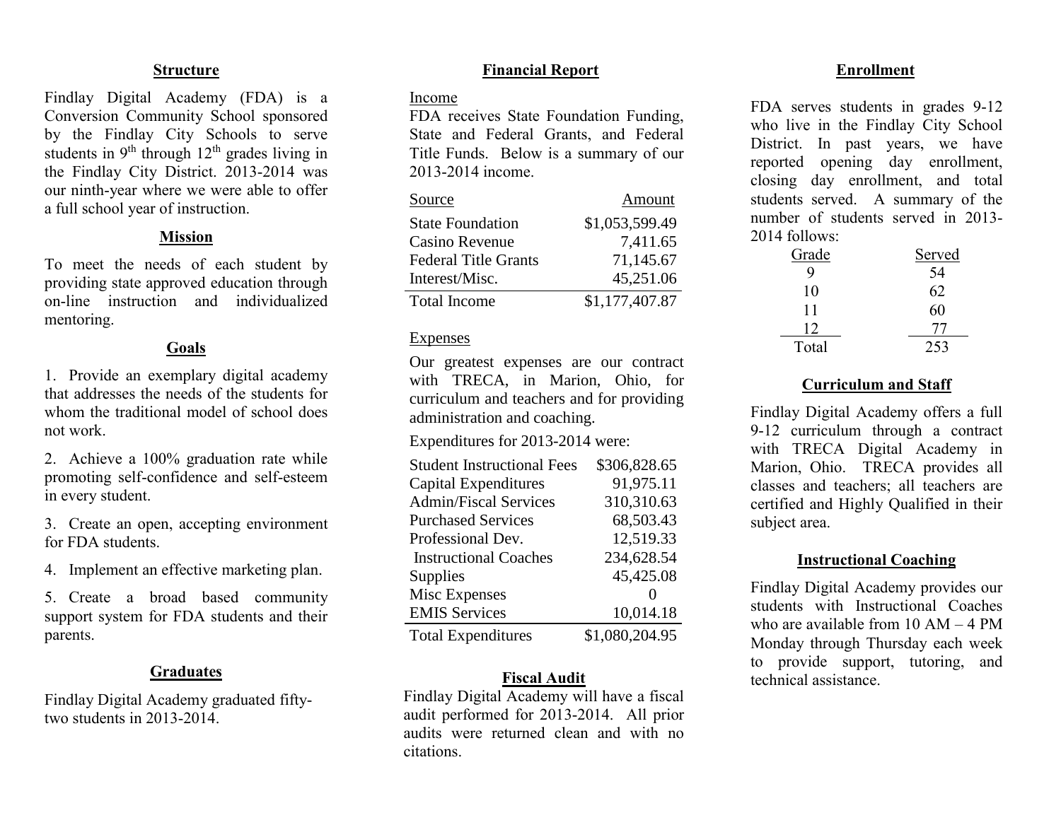## Structure

Findlay Digital Academy (FDA) is a Conversion Community School sponsored by the Findlay City Schools to serve students in 9th through 12th grades living in the Findlay City District. 2013-2014 was our ninth-year where we were able to offer a full school year of instruction.

## Mission

To meet the needs of each student by providing state approved education through on-line instruction and individualized mentoring.

## Goals

1. Provide an exemplary digital academy that addresses the needs of the students for whom the traditional model of school does not work.
2. Achieve a 100% graduation rate while promoting self-confidence and self-esteem in every student.
3. Create an open, accepting environment for FDA students.
4. Implement an effective marketing plan.
5. Create a broad based community support system for FDA students and their parents.

## Graduates

Findlay Digital Academy graduated fifty-two students in 2013-2014.

## Financial Report

Income

FDA receives State Foundation Funding, State and Federal Grants, and Federal Title Funds. Below is a summary of our 2013-2014 income.

| Source | Amount |
|---|---|
| State Foundation | $1,053,599.49 |
| Casino Revenue | 7,411.65 |
| Federal Title Grants | 71,145.67 |
| Interest/Misc. | 45,251.06 |
| Total Income | $1,177,407.87 |

Expenses

Our greatest expenses are our contract with TRECA, in Marion, Ohio, for curriculum and teachers and for providing administration and coaching.

Expenditures for 2013-2014 were:

| | |
|---|---|
| Student Instructional Fees | $306,828.65 |
| Capital Expenditures | 91,975.11 |
| Admin/Fiscal Services | 310,310.63 |
| Purchased Services | 68,503.43 |
| Professional Dev. | 12,519.33 |
| Instructional Coaches | 234,628.54 |
| Supplies | 45,425.08 |
| Misc Expenses | 0 |
| EMIS Services | 10,014.18 |
| Total Expenditures | $1,080,204.95 |

## Fiscal Audit

Findlay Digital Academy will have a fiscal audit performed for 2013-2014. All prior audits were returned clean and with no citations.

## Enrollment

FDA serves students in grades 9-12 who live in the Findlay City School District. In past years, we have reported opening day enrollment, closing day enrollment, and total students served. A summary of the number of students served in 2013-2014 follows:

| Grade | Served |
|---|---|
| 9 | 54 |
| 10 | 62 |
| 11 | 60 |
| 12 | 77 |
| Total | 253 |

## Curriculum and Staff

Findlay Digital Academy offers a full 9-12 curriculum through a contract with TRECA Digital Academy in Marion, Ohio. TRECA provides all classes and teachers; all teachers are certified and Highly Qualified in their subject area.

## Instructional Coaching

Findlay Digital Academy provides our students with Instructional Coaches who are available from 10 AM – 4 PM Monday through Thursday each week to provide support, tutoring, and technical assistance.